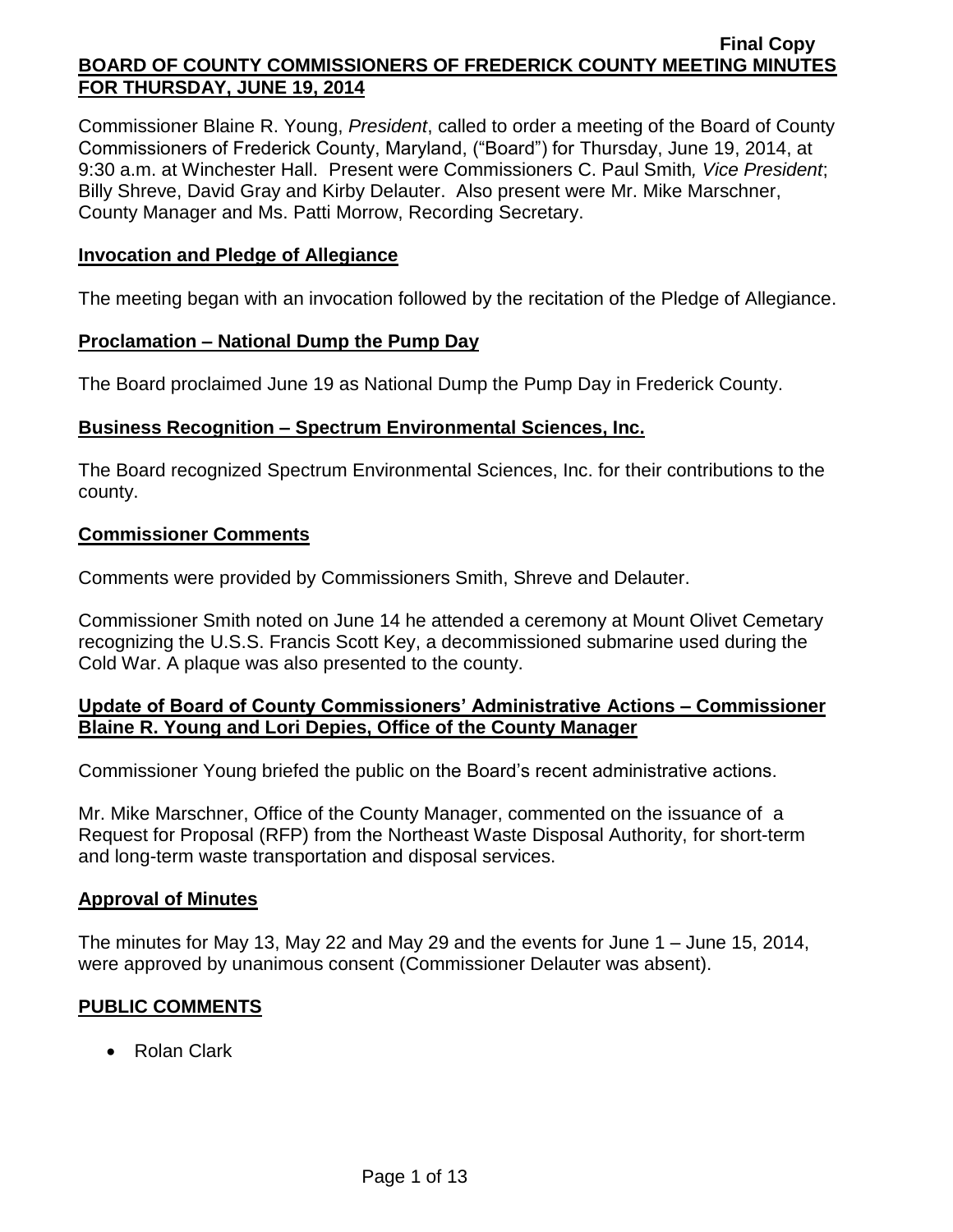**Final Copy**

# BOARD OF COUNTY COMMISSIONERS OF FREDERICK COUNTY MEETING MINUTES FOR THURSDAY, JUNE 19, 2014

Commissioner Blaine R. Young, *President*, called to order a meeting of the Board of County Commissioners of Frederick County, Maryland, ("Board") for Thursday, June 19, 2014, at 9:30 a.m. at Winchester Hall. Present were Commissioners C. Paul Smith*, Vice President*; Billy Shreve, David Gray and Kirby Delauter. Also present were Mr. Mike Marschner, County Manager and Ms. Patti Morrow, Recording Secretary.

## Invocation and Pledge of Allegiance

The meeting began with an invocation followed by the recitation of the Pledge of Allegiance.

## Proclamation – National Dump the Pump Day

The Board proclaimed June 19 as National Dump the Pump Day in Frederick County.

## Business Recognition – Spectrum Environmental Sciences, Inc.

The Board recognized Spectrum Environmental Sciences, Inc. for their contributions to the county.

## Commissioner Comments

Comments were provided by Commissioners Smith, Shreve and Delauter.

Commissioner Smith noted on June 14 he attended a ceremony at Mount Olivet Cemetary recognizing the U.S.S. Francis Scott Key, a decommissioned submarine used during the Cold War. A plaque was also presented to the county.

## Update of Board of County Commissioners' Administrative Actions – Commissioner Blaine R. Young and Lori Depies, Office of the County Manager

Commissioner Young briefed the public on the Board's recent administrative actions.

Mr. Mike Marschner, Office of the County Manager, commented on the issuance of a Request for Proposal (RFP) from the Northeast Waste Disposal Authority, for short-term and long-term waste transportation and disposal services.

## Approval of Minutes

The minutes for May 13, May 22 and May 29 and the events for June 1 – June 15, 2014, were approved by unanimous consent (Commissioner Delauter was absent).

## PUBLIC COMMENTS

- Rolan Clark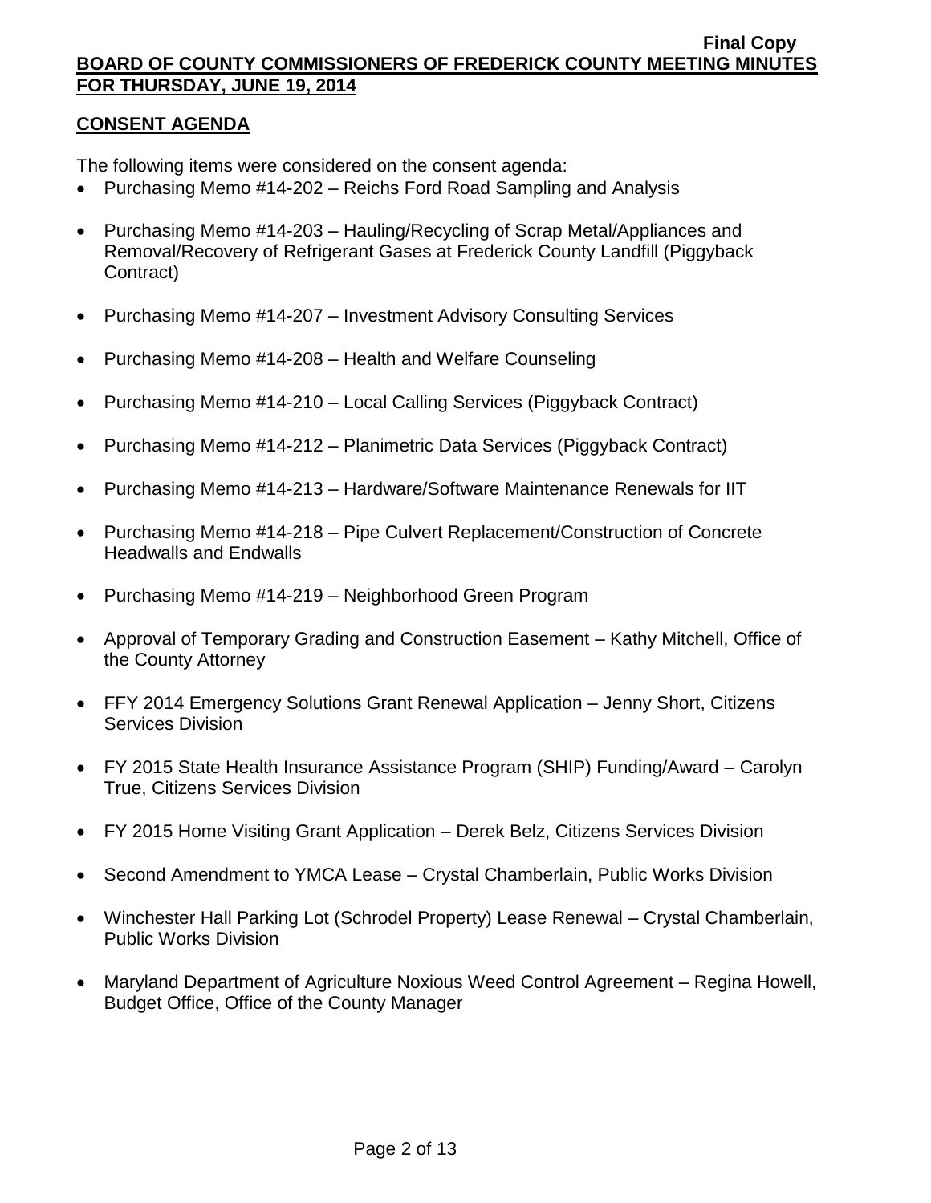## CONSENT AGENDA

The following items were considered on the consent agenda:

- Purchasing Memo #14-202 – Reichs Ford Road Sampling and Analysis
- Purchasing Memo #14-203 – Hauling/Recycling of Scrap Metal/Appliances and Removal/Recovery of Refrigerant Gases at Frederick County Landfill (Piggyback Contract)
- Purchasing Memo #14-207 – Investment Advisory Consulting Services
- Purchasing Memo #14-208 – Health and Welfare Counseling
- Purchasing Memo #14-210 – Local Calling Services (Piggyback Contract)
- Purchasing Memo #14-212 – Planimetric Data Services (Piggyback Contract)
- Purchasing Memo #14-213 – Hardware/Software Maintenance Renewals for IIT
- Purchasing Memo #14-218 – Pipe Culvert Replacement/Construction of Concrete Headwalls and Endwalls
- Purchasing Memo #14-219 – Neighborhood Green Program
- Approval of Temporary Grading and Construction Easement – Kathy Mitchell, Office of the County Attorney
- FFY 2014 Emergency Solutions Grant Renewal Application – Jenny Short, Citizens Services Division
- FY 2015 State Health Insurance Assistance Program (SHIP) Funding/Award – Carolyn True, Citizens Services Division
- FY 2015 Home Visiting Grant Application – Derek Belz, Citizens Services Division
- Second Amendment to YMCA Lease – Crystal Chamberlain, Public Works Division
- Winchester Hall Parking Lot (Schrodel Property) Lease Renewal – Crystal Chamberlain, Public Works Division
- Maryland Department of Agriculture Noxious Weed Control Agreement – Regina Howell, Budget Office, Office of the County Manager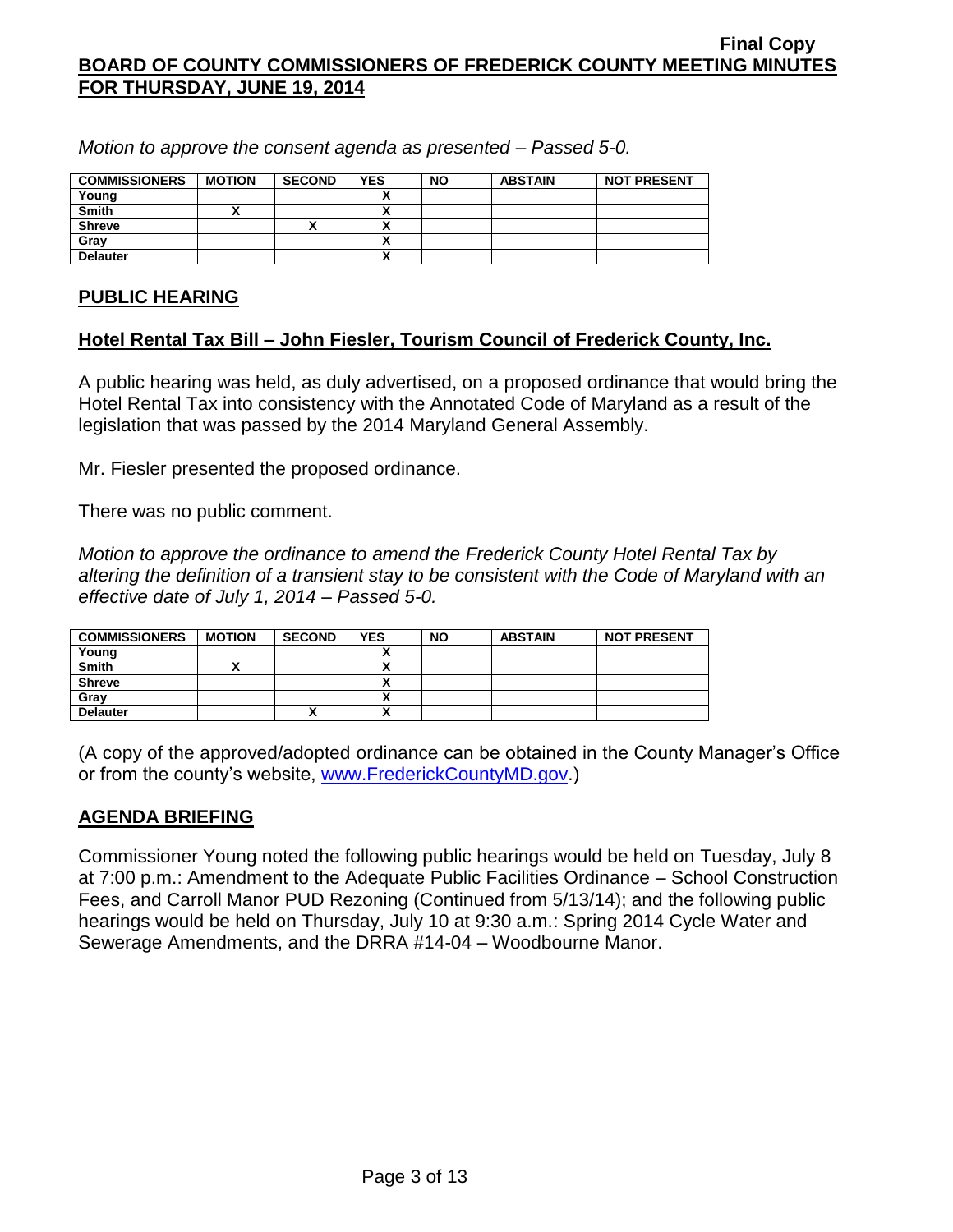*Motion to approve the consent agenda as presented – Passed 5-0.*

| COMMISSIONERS | MOTION | SECOND | YES | NO | ABSTAIN | NOT PRESENT |
|---|---|---|---|---|---|---|
| Young | | | X | | | |
| Smith | X | | X | | | |
| Shreve | | X | X | | | |
| Gray | | | X | | | |
| Delauter | | | X | | | |

## PUBLIC HEARING

### Hotel Rental Tax Bill – John Fiesler, Tourism Council of Frederick County, Inc.

A public hearing was held, as duly advertised, on a proposed ordinance that would bring the Hotel Rental Tax into consistency with the Annotated Code of Maryland as a result of the legislation that was passed by the 2014 Maryland General Assembly.

Mr. Fiesler presented the proposed ordinance.

There was no public comment.

*Motion to approve the ordinance to amend the Frederick County Hotel Rental Tax by altering the definition of a transient stay to be consistent with the Code of Maryland with an effective date of July 1, 2014 – Passed 5-0.*

| COMMISSIONERS | MOTION | SECOND | YES | NO | ABSTAIN | NOT PRESENT |
|---|---|---|---|---|---|---|
| Young | | | X | | | |
| Smith | X | | X | | | |
| Shreve | | | X | | | |
| Gray | | | X | | | |
| Delauter | | X | X | | | |

(A copy of the approved/adopted ordinance can be obtained in the County Manager's Office or from the county's website, www.FrederickCountyMD.gov.)

## AGENDA BRIEFING

Commissioner Young noted the following public hearings would be held on Tuesday, July 8 at 7:00 p.m.: Amendment to the Adequate Public Facilities Ordinance – School Construction Fees, and Carroll Manor PUD Rezoning (Continued from 5/13/14); and the following public hearings would be held on Thursday, July 10 at 9:30 a.m.: Spring 2014 Cycle Water and Sewerage Amendments, and the DRRA #14-04 – Woodbourne Manor.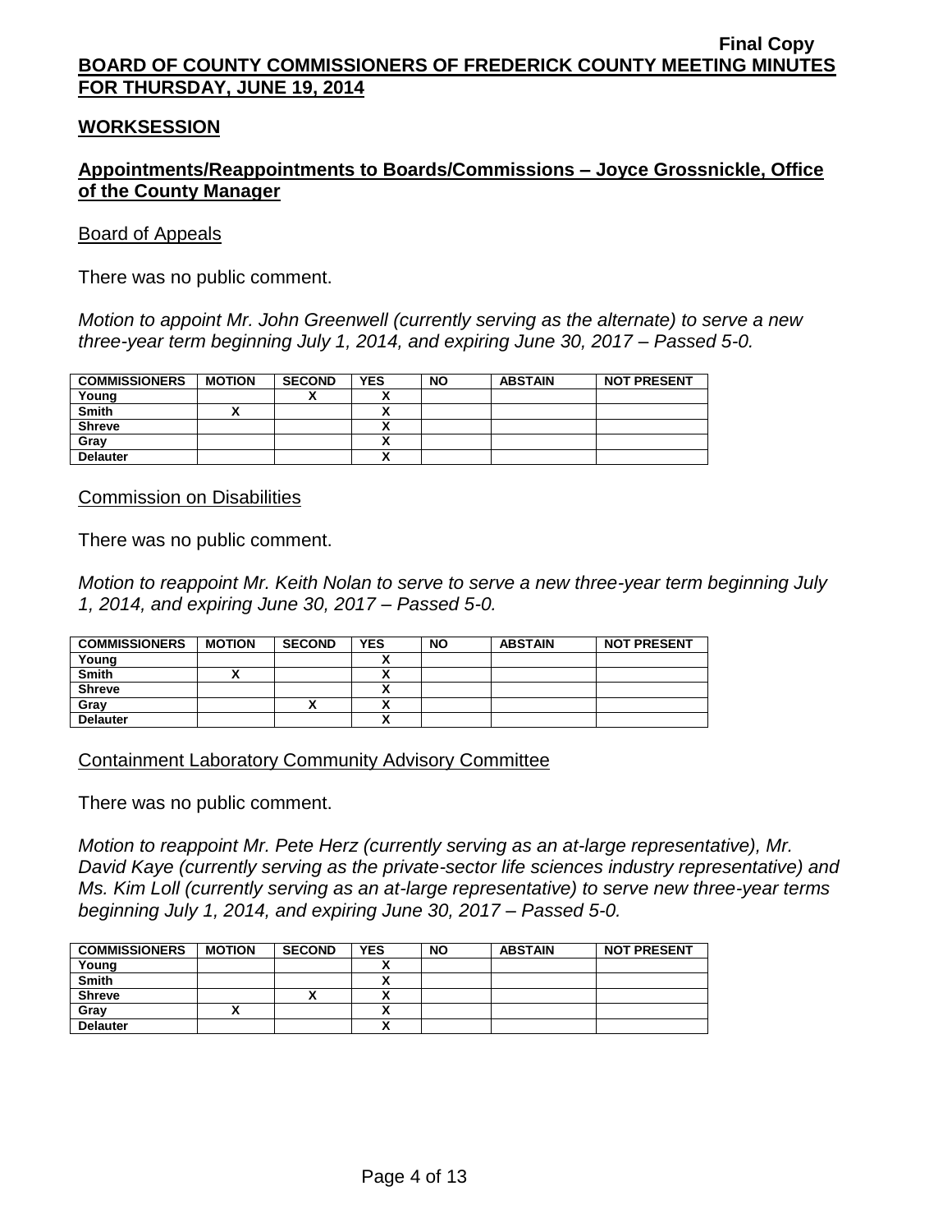Final Copy

**BOARD OF COUNTY COMMISSIONERS OF FREDERICK COUNTY MEETING MINUTES FOR THURSDAY, JUNE 19, 2014**

**WORKSESSION**

**Appointments/Reappointments to Boards/Commissions – Joyce Grossnickle, Office of the County Manager**

Board of Appeals

There was no public comment.

*Motion to appoint Mr. John Greenwell (currently serving as the alternate) to serve a new three-year term beginning July 1, 2014, and expiring June 30, 2017 – Passed 5-0.*

| COMMISSIONERS | MOTION | SECOND | YES | NO | ABSTAIN | NOT PRESENT |
|---|---|---|---|---|---|---|
| Young | | X | X | | | |
| Smith | X | | X | | | |
| Shreve | | | X | | | |
| Gray | | | X | | | |
| Delauter | | | X | | | |

Commission on Disabilities

There was no public comment.

*Motion to reappoint Mr. Keith Nolan to serve to serve a new three-year term beginning July 1, 2014, and expiring June 30, 2017 – Passed 5-0.*

| COMMISSIONERS | MOTION | SECOND | YES | NO | ABSTAIN | NOT PRESENT |
|---|---|---|---|---|---|---|
| Young | | | X | | | |
| Smith | X | | X | | | |
| Shreve | | | X | | | |
| Gray | | X | X | | | |
| Delauter | | | X | | | |

Containment Laboratory Community Advisory Committee

There was no public comment.

*Motion to reappoint Mr. Pete Herz (currently serving as an at-large representative), Mr. David Kaye (currently serving as the private-sector life sciences industry representative) and Ms. Kim Loll (currently serving as an at-large representative) to serve new three-year terms beginning July 1, 2014, and expiring June 30, 2017 – Passed 5-0.*

| COMMISSIONERS | MOTION | SECOND | YES | NO | ABSTAIN | NOT PRESENT |
|---|---|---|---|---|---|---|
| Young | | | X | | | |
| Smith | | | X | | | |
| Shreve | | X | X | | | |
| Gray | X | | X | | | |
| Delauter | | | X | | | |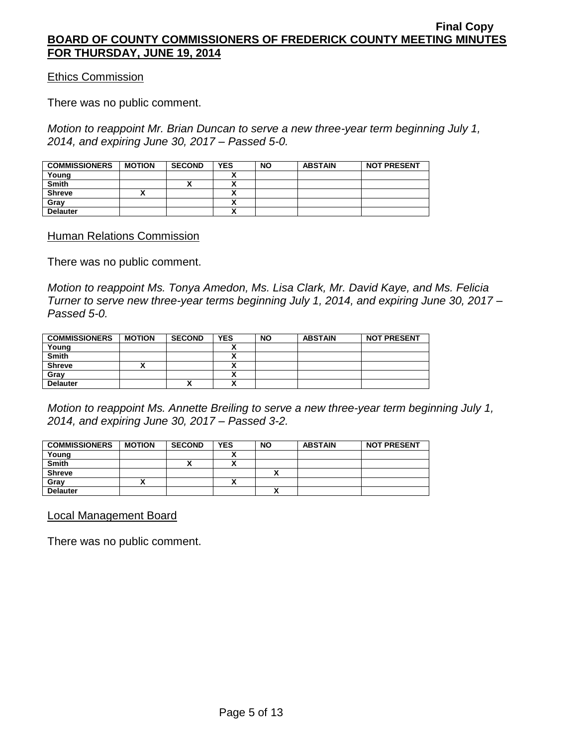Ethics Commission

There was no public comment.

*Motion to reappoint Mr. Brian Duncan to serve a new three-year term beginning July 1, 2014, and expiring June 30, 2017 – Passed 5-0.*

| COMMISSIONERS | MOTION | SECOND | YES | NO | ABSTAIN | NOT PRESENT |
|---|---|---|---|---|---|---|
| Young | | | X | | | |
| Smith | | X | X | | | |
| Shreve | X | | X | | | |
| Gray | | | X | | | |
| Delauter | | | X | | | |

Human Relations Commission

There was no public comment.

*Motion to reappoint Ms. Tonya Amedon, Ms. Lisa Clark, Mr. David Kaye, and Ms. Felicia Turner to serve new three-year terms beginning July 1, 2014, and expiring June 30, 2017 – Passed 5-0.*

| COMMISSIONERS | MOTION | SECOND | YES | NO | ABSTAIN | NOT PRESENT |
|---|---|---|---|---|---|---|
| Young | | | X | | | |
| Smith | | | X | | | |
| Shreve | X | | X | | | |
| Gray | | | X | | | |
| Delauter | | X | X | | | |

*Motion to reappoint Ms. Annette Breiling to serve a new three-year term beginning July 1, 2014, and expiring June 30, 2017 – Passed 3-2.*

| COMMISSIONERS | MOTION | SECOND | YES | NO | ABSTAIN | NOT PRESENT |
|---|---|---|---|---|---|---|
| Young | | | X | | | |
| Smith | | X | X | | | |
| Shreve | | | | X | | |
| Gray | X | | X | | | |
| Delauter | | | | X | | |

Local Management Board

There was no public comment.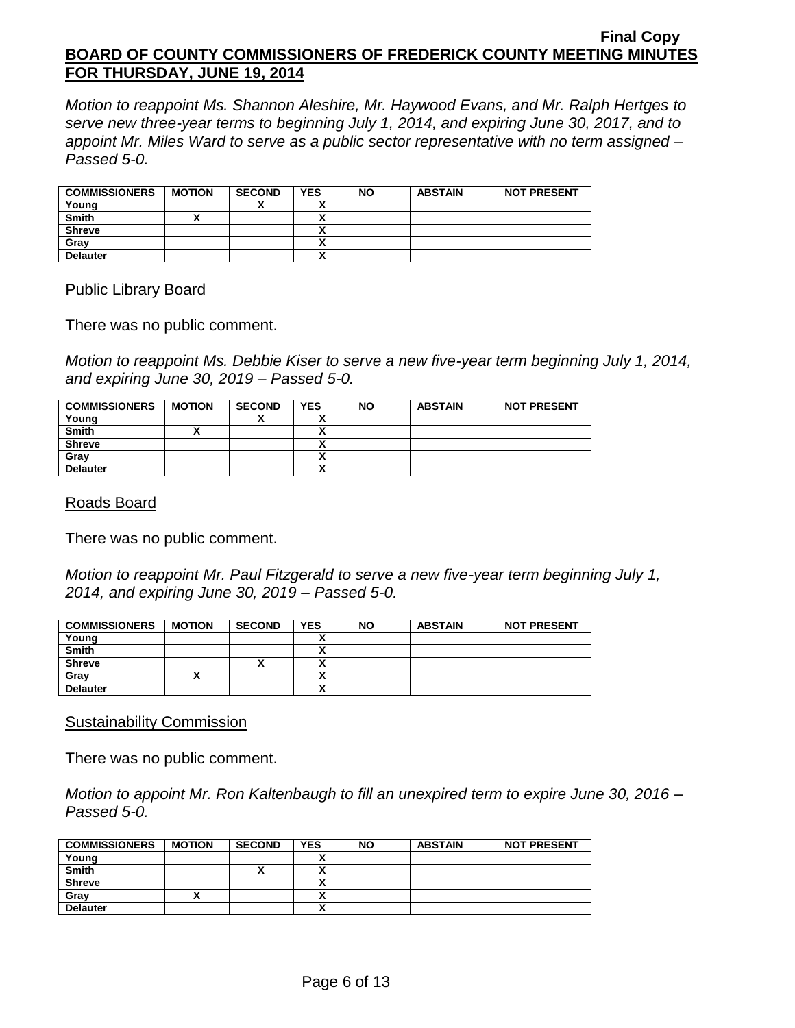*Motion to reappoint Ms. Shannon Aleshire, Mr. Haywood Evans, and Mr. Ralph Hertges to serve new three-year terms to beginning July 1, 2014, and expiring June 30, 2017, and to appoint Mr. Miles Ward to serve as a public sector representative with no term assigned – Passed 5-0.*

| COMMISSIONERS | MOTION | SECOND | YES | NO | ABSTAIN | NOT PRESENT |
|---|---|---|---|---|---|---|
| Young | | X | X | | | |
| Smith | X | | X | | | |
| Shreve | | | X | | | |
| Gray | | | X | | | |
| Delauter | | | X | | | |

Public Library Board

There was no public comment.

*Motion to reappoint Ms. Debbie Kiser to serve a new five-year term beginning July 1, 2014, and expiring June 30, 2019 – Passed 5-0.*

| COMMISSIONERS | MOTION | SECOND | YES | NO | ABSTAIN | NOT PRESENT |
|---|---|---|---|---|---|---|
| Young | | X | X | | | |
| Smith | X | | X | | | |
| Shreve | | | X | | | |
| Gray | | | X | | | |
| Delauter | | | X | | | |

Roads Board

There was no public comment.

*Motion to reappoint Mr. Paul Fitzgerald to serve a new five-year term beginning July 1, 2014, and expiring June 30, 2019 – Passed 5-0.*

| COMMISSIONERS | MOTION | SECOND | YES | NO | ABSTAIN | NOT PRESENT |
|---|---|---|---|---|---|---|
| Young | | | X | | | |
| Smith | | | X | | | |
| Shreve | | X | X | | | |
| Gray | X | | X | | | |
| Delauter | | | X | | | |

Sustainability Commission

There was no public comment.

*Motion to appoint Mr. Ron Kaltenbaugh to fill an unexpired term to expire June 30, 2016 – Passed 5-0.*

| COMMISSIONERS | MOTION | SECOND | YES | NO | ABSTAIN | NOT PRESENT |
|---|---|---|---|---|---|---|
| Young | | | X | | | |
| Smith | | X | X | | | |
| Shreve | | | X | | | |
| Gray | X | | X | | | |
| Delauter | | | X | | | |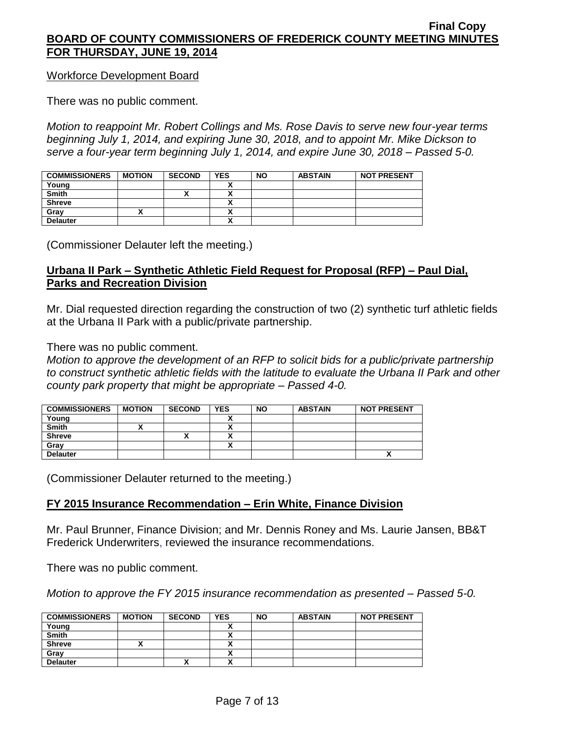Workforce Development Board

There was no public comment.

*Motion to reappoint Mr. Robert Collings and Ms. Rose Davis to serve new four-year terms beginning July 1, 2014, and expiring June 30, 2018, and to appoint Mr. Mike Dickson to serve a four-year term beginning July 1, 2014, and expire June 30, 2018 – Passed 5-0.*

| COMMISSIONERS | MOTION | SECOND | YES | NO | ABSTAIN | NOT PRESENT |
|---|---|---|---|---|---|---|
| Young | | | X | | | |
| Smith | | X | X | | | |
| Shreve | | | X | | | |
| Gray | X | | X | | | |
| Delauter | | | X | | | |

(Commissioner Delauter left the meeting.)

## Urbana II Park – Synthetic Athletic Field Request for Proposal (RFP) – Paul Dial, Parks and Recreation Division

Mr. Dial requested direction regarding the construction of two (2) synthetic turf athletic fields at the Urbana II Park with a public/private partnership.

There was no public comment.

*Motion to approve the development of an RFP to solicit bids for a public/private partnership to construct synthetic athletic fields with the latitude to evaluate the Urbana II Park and other county park property that might be appropriate – Passed 4-0.*

| COMMISSIONERS | MOTION | SECOND | YES | NO | ABSTAIN | NOT PRESENT |
|---|---|---|---|---|---|---|
| Young | | | X | | | |
| Smith | X | | X | | | |
| Shreve | | X | X | | | |
| Gray | | | X | | | |
| Delauter | | | | | | X |

(Commissioner Delauter returned to the meeting.)

## FY 2015 Insurance Recommendation – Erin White, Finance Division

Mr. Paul Brunner, Finance Division; and Mr. Dennis Roney and Ms. Laurie Jansen, BB&T Frederick Underwriters, reviewed the insurance recommendations.

There was no public comment.

*Motion to approve the FY 2015 insurance recommendation as presented – Passed 5-0.*

| COMMISSIONERS | MOTION | SECOND | YES | NO | ABSTAIN | NOT PRESENT |
|---|---|---|---|---|---|---|
| Young | | | X | | | |
| Smith | | | X | | | |
| Shreve | X | | X | | | |
| Gray | | | X | | | |
| Delauter | | X | X | | | |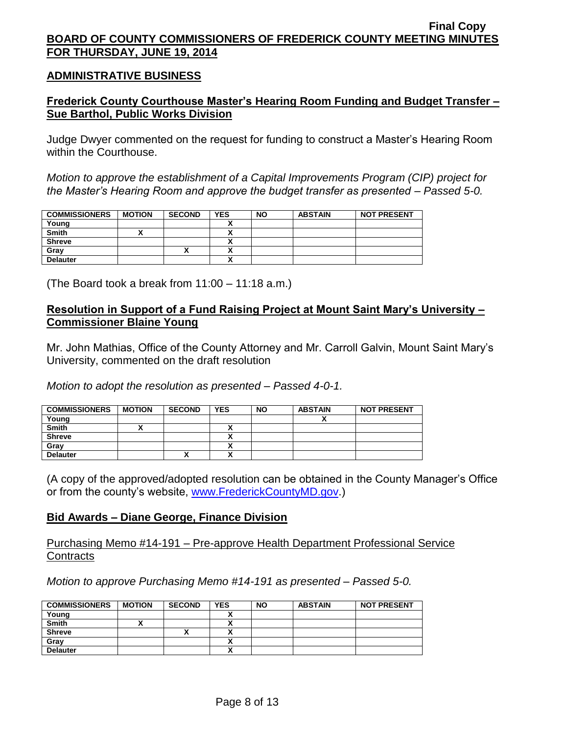## ADMINISTRATIVE BUSINESS

### Frederick County Courthouse Master's Hearing Room Funding and Budget Transfer – Sue Barthol, Public Works Division

Judge Dwyer commented on the request for funding to construct a Master's Hearing Room within the Courthouse.

*Motion to approve the establishment of a Capital Improvements Program (CIP) project for the Master's Hearing Room and approve the budget transfer as presented – Passed 5-0.*

| COMMISSIONERS | MOTION | SECOND | YES | NO | ABSTAIN | NOT PRESENT |
|---|---|---|---|---|---|---|
| Young | | | X | | | |
| Smith | X | | X | | | |
| Shreve | | | X | | | |
| Gray | | X | X | | | |
| Delauter | | | X | | | |

(The Board took a break from 11:00 – 11:18 a.m.)

### Resolution in Support of a Fund Raising Project at Mount Saint Mary's University – Commissioner Blaine Young

Mr. John Mathias, Office of the County Attorney and Mr. Carroll Galvin, Mount Saint Mary's University, commented on the draft resolution

*Motion to adopt the resolution as presented – Passed 4-0-1.*

| COMMISSIONERS | MOTION | SECOND | YES | NO | ABSTAIN | NOT PRESENT |
|---|---|---|---|---|---|---|
| Young | | | | | X | |
| Smith | X | | X | | | |
| Shreve | | | X | | | |
| Gray | | | X | | | |
| Delauter | | X | X | | | |

(A copy of the approved/adopted resolution can be obtained in the County Manager's Office or from the county's website, www.FrederickCountyMD.gov.)

### Bid Awards – Diane George, Finance Division

Purchasing Memo #14-191 – Pre-approve Health Department Professional Service Contracts

*Motion to approve Purchasing Memo #14-191 as presented – Passed 5-0.*

| COMMISSIONERS | MOTION | SECOND | YES | NO | ABSTAIN | NOT PRESENT |
|---|---|---|---|---|---|---|
| Young | | | X | | | |
| Smith | X | | X | | | |
| Shreve | | X | X | | | |
| Gray | | | X | | | |
| Delauter | | | X | | | |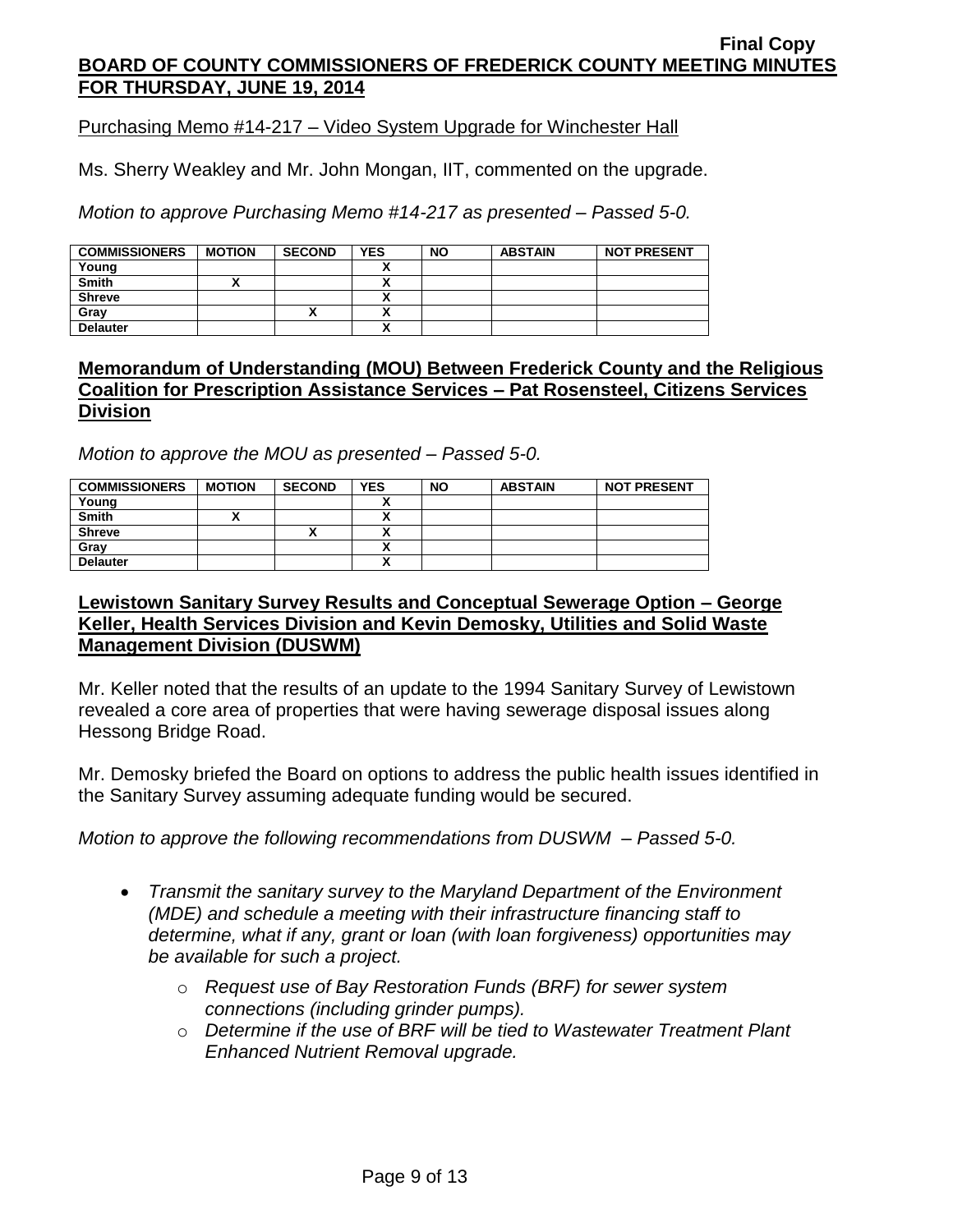Purchasing Memo #14-217 – Video System Upgrade for Winchester Hall

Ms. Sherry Weakley and Mr. John Mongan, IIT, commented on the upgrade.

*Motion to approve Purchasing Memo #14-217 as presented – Passed 5-0.*

| COMMISSIONERS | MOTION | SECOND | YES | NO | ABSTAIN | NOT PRESENT |
|---|---|---|---|---|---|---|
| Young | | | X | | | |
| Smith | X | | X | | | |
| Shreve | | | X | | | |
| Gray | | X | X | | | |
| Delauter | | | X | | | |

## Memorandum of Understanding (MOU) Between Frederick County and the Religious Coalition for Prescription Assistance Services – Pat Rosensteel, Citizens Services Division

*Motion to approve the MOU as presented – Passed 5-0.*

| COMMISSIONERS | MOTION | SECOND | YES | NO | ABSTAIN | NOT PRESENT |
|---|---|---|---|---|---|---|
| Young | | | X | | | |
| Smith | X | | X | | | |
| Shreve | | X | X | | | |
| Gray | | | X | | | |
| Delauter | | | X | | | |

## Lewistown Sanitary Survey Results and Conceptual Sewerage Option – George Keller, Health Services Division and Kevin Demosky, Utilities and Solid Waste Management Division (DUSWM)

Mr. Keller noted that the results of an update to the 1994 Sanitary Survey of Lewistown revealed a core area of properties that were having sewerage disposal issues along Hessong Bridge Road.

Mr. Demosky briefed the Board on options to address the public health issues identified in the Sanitary Survey assuming adequate funding would be secured.

*Motion to approve the following recommendations from DUSWM – Passed 5-0.*

- *Transmit the sanitary survey to the Maryland Department of the Environment (MDE) and schedule a meeting with their infrastructure financing staff to determine, what if any, grant or loan (with loan forgiveness) opportunities may be available for such a project.*
  - *Request use of Bay Restoration Funds (BRF) for sewer system connections (including grinder pumps).*
  - *Determine if the use of BRF will be tied to Wastewater Treatment Plant Enhanced Nutrient Removal upgrade.*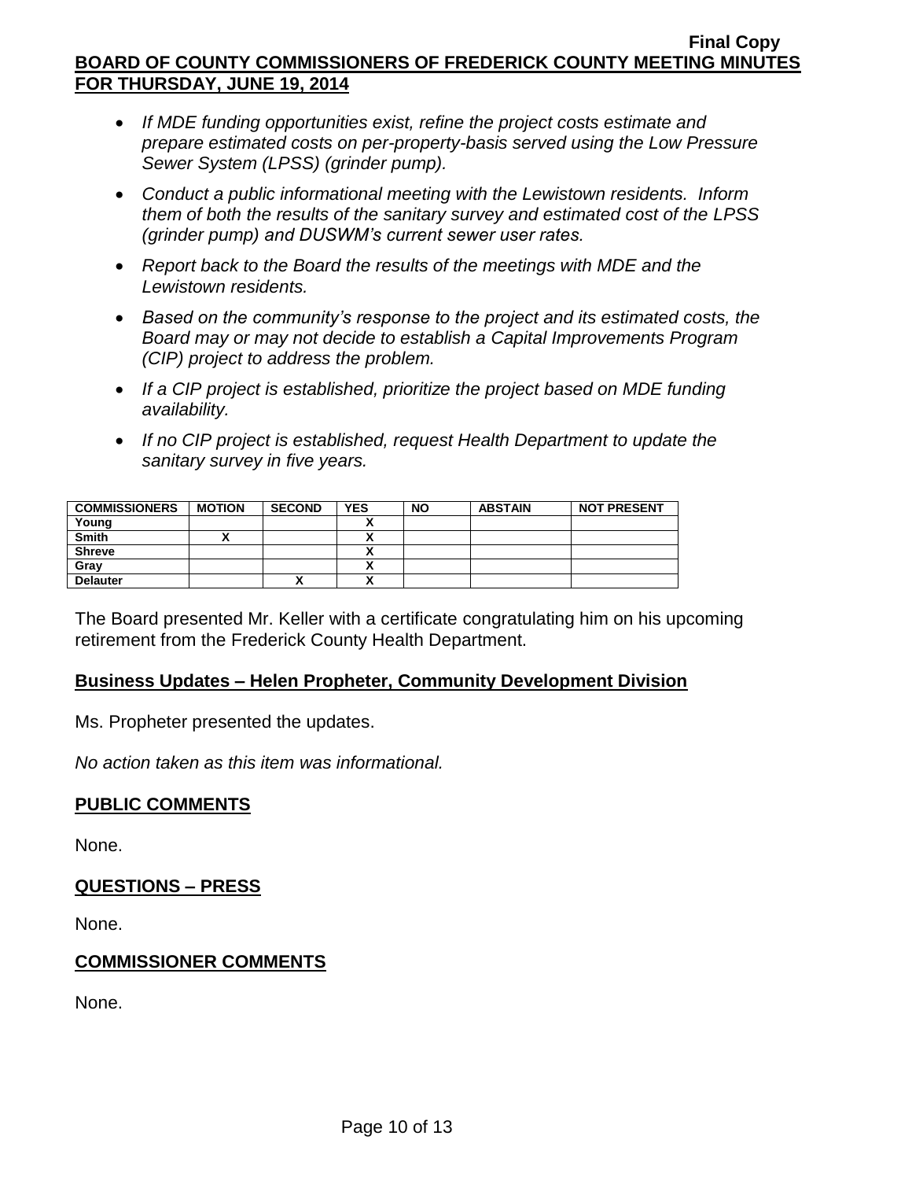- *If MDE funding opportunities exist, refine the project costs estimate and prepare estimated costs on per-property-basis served using the Low Pressure Sewer System (LPSS) (grinder pump).*
- *Conduct a public informational meeting with the Lewistown residents. Inform them of both the results of the sanitary survey and estimated cost of the LPSS (grinder pump) and DUSWM's current sewer user rates.*
- *Report back to the Board the results of the meetings with MDE and the Lewistown residents.*
- *Based on the community's response to the project and its estimated costs, the Board may or may not decide to establish a Capital Improvements Program (CIP) project to address the problem.*
- *If a CIP project is established, prioritize the project based on MDE funding availability.*
- *If no CIP project is established, request Health Department to update the sanitary survey in five years.*

| COMMISSIONERS | MOTION | SECOND | YES | NO | ABSTAIN | NOT PRESENT |
|---|---|---|---|---|---|---|
| Young | | | X | | | |
| Smith | X | | X | | | |
| Shreve | | | X | | | |
| Gray | | | X | | | |
| Delauter | | X | X | | | |

The Board presented Mr. Keller with a certificate congratulating him on his upcoming retirement from the Frederick County Health Department.

## Business Updates – Helen Propheter, Community Development Division

Ms. Propheter presented the updates.

*No action taken as this item was informational.*

## PUBLIC COMMENTS

None.

## QUESTIONS – PRESS

None.

## COMMISSIONER COMMENTS

None.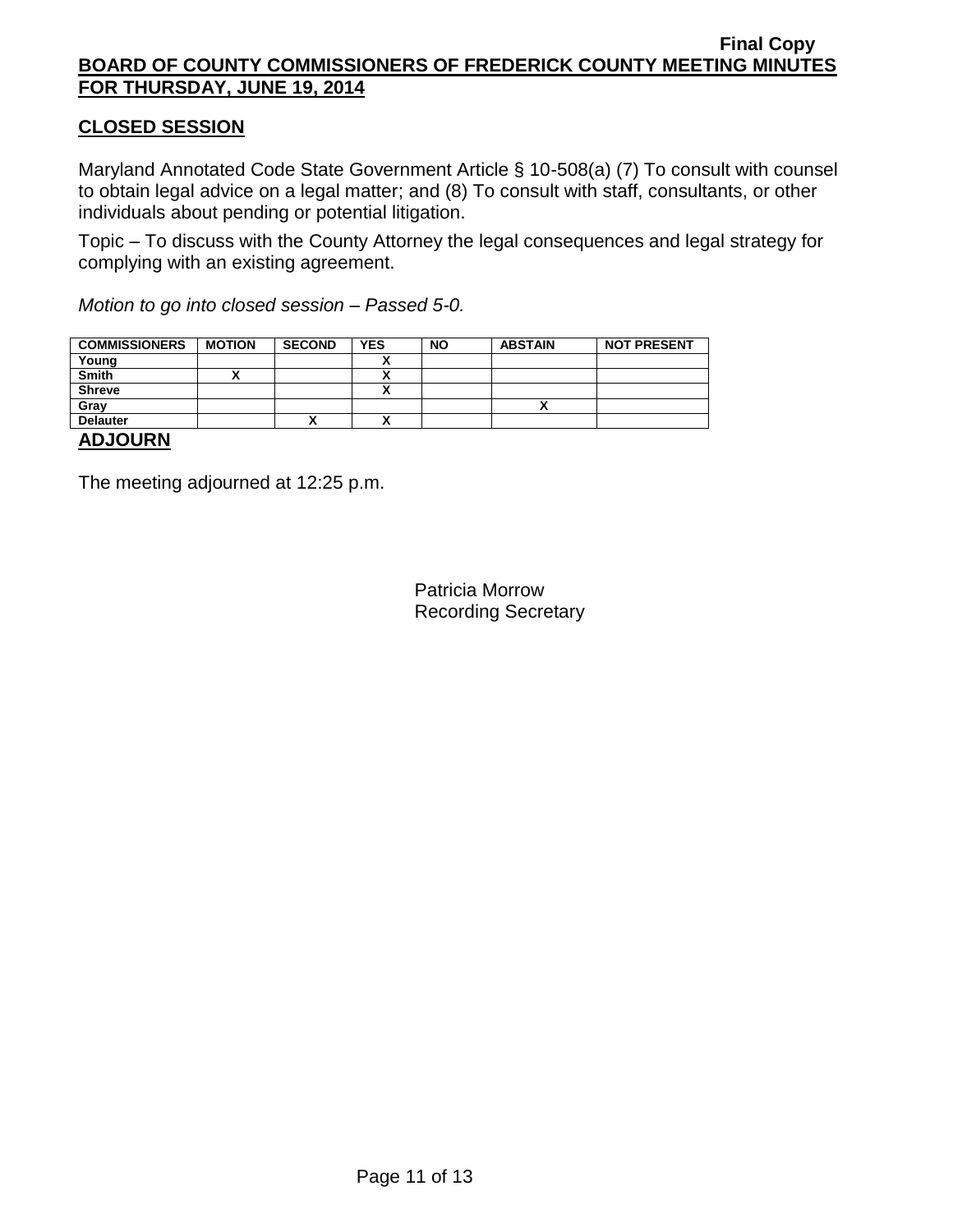**Final Copy**

**BOARD OF COUNTY COMMISSIONERS OF FREDERICK COUNTY MEETING MINUTES FOR THURSDAY, JUNE 19, 2014**

## CLOSED SESSION

Maryland Annotated Code State Government Article § 10-508(a) (7) To consult with counsel to obtain legal advice on a legal matter; and (8) To consult with staff, consultants, or other individuals about pending or potential litigation.

Topic – To discuss with the County Attorney the legal consequences and legal strategy for complying with an existing agreement.

*Motion to go into closed session – Passed 5-0.*

| COMMISSIONERS | MOTION | SECOND | YES | NO | ABSTAIN | NOT PRESENT |
|---|---|---|---|---|---|---|
| Young | | | X | | | |
| Smith | X | | X | | | |
| Shreve | | | X | | | |
| Gray | | | | | X | |
| Delauter | | X | X | | | |

## ADJOURN

The meeting adjourned at 12:25 p.m.

Patricia Morrow
Recording Secretary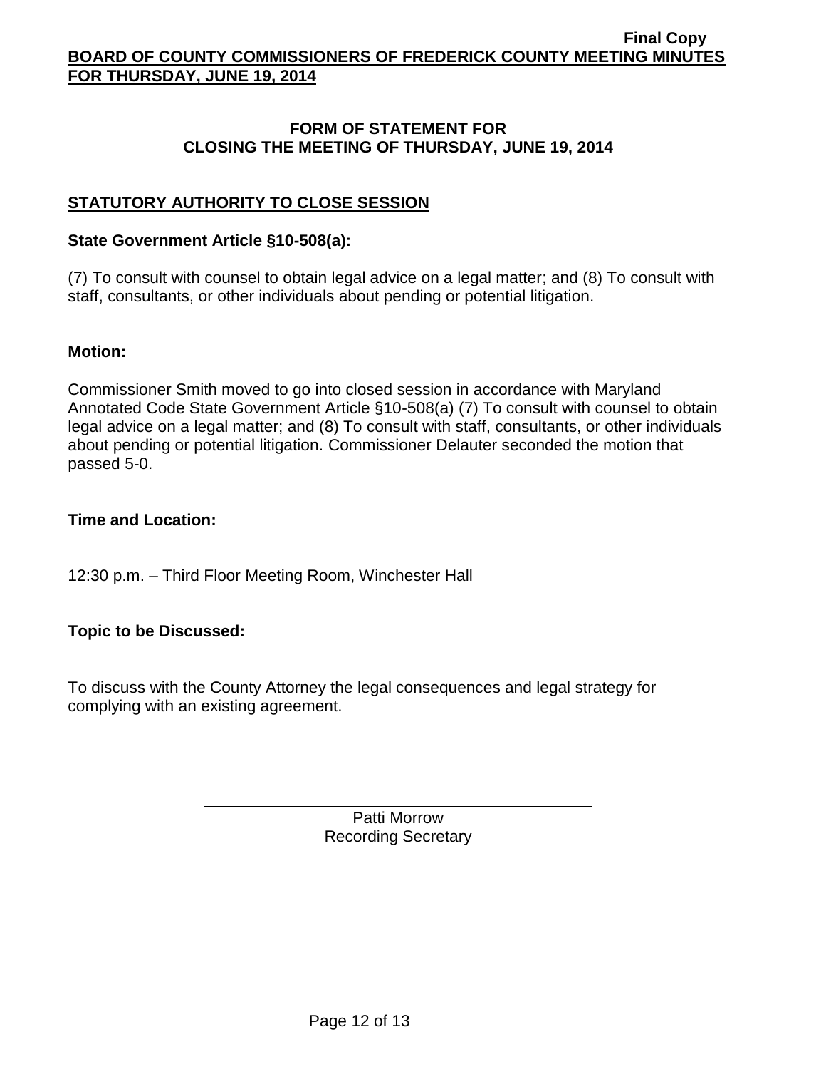## FORM OF STATEMENT FOR CLOSING THE MEETING OF THURSDAY, JUNE 19, 2014

### STATUTORY AUTHORITY TO CLOSE SESSION

**State Government Article §10-508(a):**

(7) To consult with counsel to obtain legal advice on a legal matter; and (8) To consult with staff, consultants, or other individuals about pending or potential litigation.

**Motion:**

Commissioner Smith moved to go into closed session in accordance with Maryland Annotated Code State Government Article §10-508(a) (7) To consult with counsel to obtain legal advice on a legal matter; and (8) To consult with staff, consultants, or other individuals about pending or potential litigation. Commissioner Delauter seconded the motion that passed 5-0.

**Time and Location:**

12:30 p.m. – Third Floor Meeting Room, Winchester Hall

**Topic to be Discussed:**

To discuss with the County Attorney the legal consequences and legal strategy for complying with an existing agreement.

Patti Morrow
Recording Secretary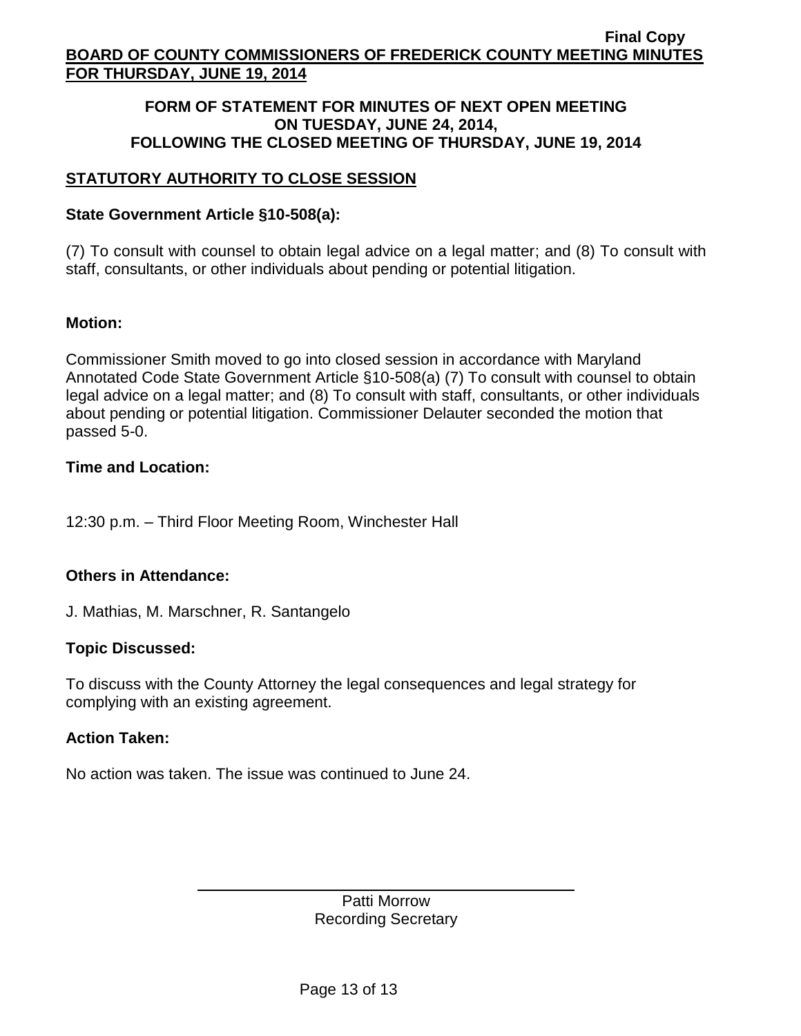**Final Copy**

**BOARD OF COUNTY COMMISSIONERS OF FREDERICK COUNTY MEETING MINUTES FOR THURSDAY, JUNE 19, 2014**

**FORM OF STATEMENT FOR MINUTES OF NEXT OPEN MEETING ON TUESDAY, JUNE 24, 2014, FOLLOWING THE CLOSED MEETING OF THURSDAY, JUNE 19, 2014**

## STATUTORY AUTHORITY TO CLOSE SESSION

**State Government Article §10-508(a):**

(7) To consult with counsel to obtain legal advice on a legal matter; and (8) To consult with staff, consultants, or other individuals about pending or potential litigation.

**Motion:**

Commissioner Smith moved to go into closed session in accordance with Maryland Annotated Code State Government Article §10-508(a) (7) To consult with counsel to obtain legal advice on a legal matter; and (8) To consult with staff, consultants, or other individuals about pending or potential litigation. Commissioner Delauter seconded the motion that passed 5-0.

**Time and Location:**

12:30 p.m. – Third Floor Meeting Room, Winchester Hall

**Others in Attendance:**

J. Mathias, M. Marschner, R. Santangelo

**Topic Discussed:**

To discuss with the County Attorney the legal consequences and legal strategy for complying with an existing agreement.

**Action Taken:**

No action was taken. The issue was continued to June 24.

Patti Morrow
Recording Secretary